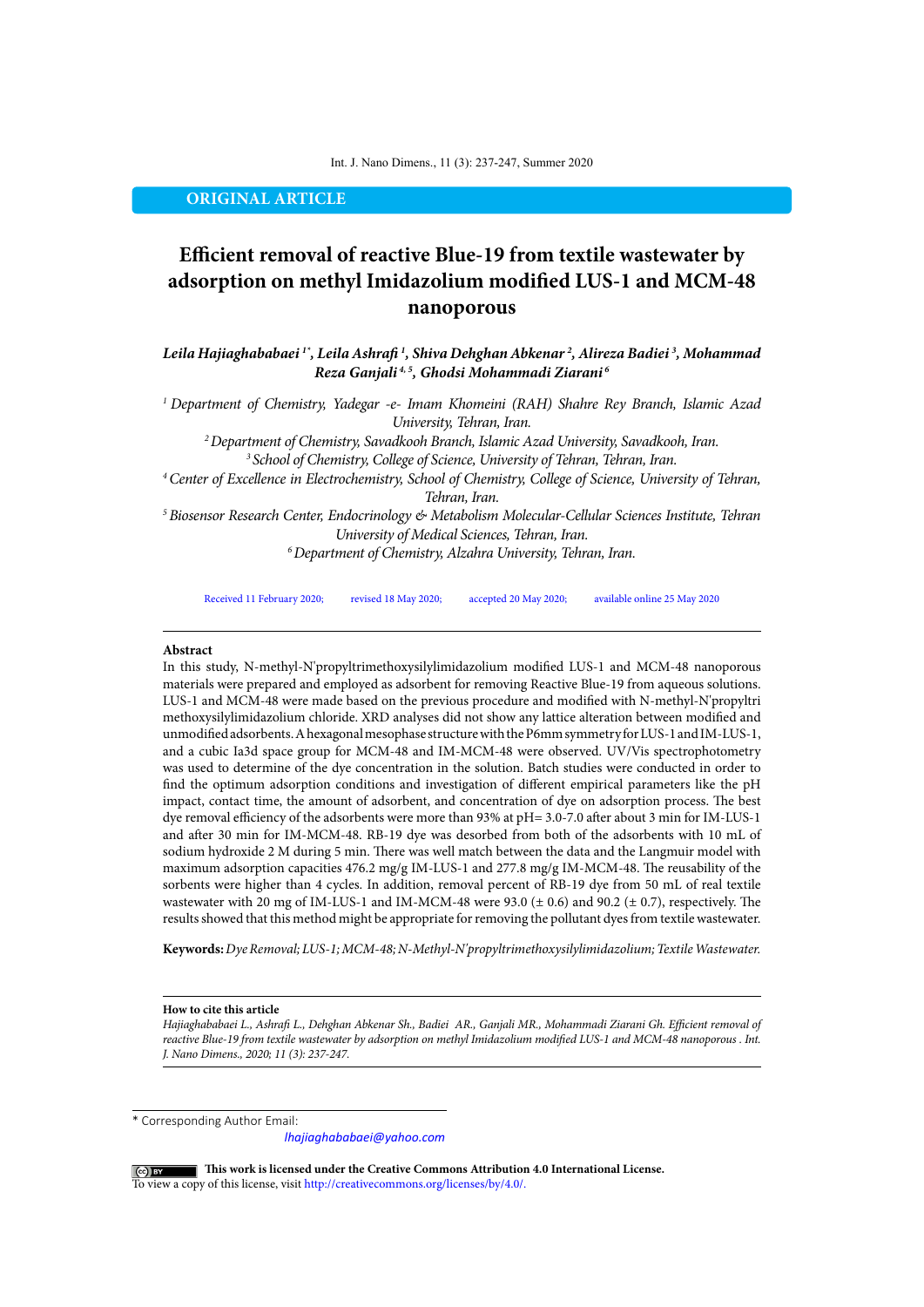ORIGINAL ARTICLE

# Efficient removal of reactive Blue-19 from textile wastewater by adsorption on methyl Imidazolium modified LUS-1 and MCM-48 nanoporous

***Leila Hajiaghababaei [1*], Leila Ashrafi [1], Shiva Dehghan Abkenar [2], Alireza Badiei [3], Mohammad Reza Ganjali [4, 5], Ghodsi Mohammadi Ziarani [6]***

*[1] Department of Chemistry, Yadegar -e- Imam Khomeini (RAH) Shahre Rey Branch, Islamic Azad University, Tehran, Iran.*

*[2] Department of Chemistry, Savadkooh Branch, Islamic Azad University, Savadkooh, Iran.*

*[3] School of Chemistry, College of Science, University of Tehran, Tehran, Iran.*

*[4] Center of Excellence in Electrochemistry, School of Chemistry, College of Science, University of Tehran, Tehran, Iran.*

*[5] Biosensor Research Center, Endocrinology & Metabolism Molecular-Cellular Sciences Institute, Tehran University of Medical Sciences, Tehran, Iran.*

*[6] Department of Chemistry, Alzahra University, Tehran, Iran.*

Received 11 February 2020; revised 18 May 2020; accepted 20 May 2020; available online 25 May 2020

## Abstract

In this study, N-methyl-N'propyltrimethoxysilylimidazolium modified LUS-1 and MCM-48 nanoporous materials were prepared and employed as adsorbent for removing Reactive Blue-19 from aqueous solutions. LUS-1 and MCM-48 were made based on the previous procedure and modified with N-methyl-N'propyltri methoxysilylimidazolium chloride. XRD analyses did not show any lattice alteration between modified and unmodified adsorbents. A hexagonal mesophase structure with the P6mm symmetry for LUS-1 and IM-LUS-1, and a cubic Ia3d space group for MCM-48 and IM-MCM-48 were observed. UV/Vis spectrophotometry was used to determine of the dye concentration in the solution. Batch studies were conducted in order to find the optimum adsorption conditions and investigation of different empirical parameters like the pH impact, contact time, the amount of adsorbent, and concentration of dye on adsorption process. The best dye removal efficiency of the adsorbents were more than 93% at pH= 3.0-7.0 after about 3 min for IM-LUS-1 and after 30 min for IM-MCM-48. RB-19 dye was desorbed from both of the adsorbents with 10 mL of sodium hydroxide 2 M during 5 min. There was well match between the data and the Langmuir model with maximum adsorption capacities 476.2 mg/g IM-LUS-1 and 277.8 mg/g IM-MCM-48. The reusability of the sorbents were higher than 4 cycles. In addition, removal percent of RB-19 dye from 50 mL of real textile wastewater with 20 mg of IM-LUS-1 and IM-MCM-48 were 93.0 (± 0.6) and 90.2 (± 0.7), respectively. The results showed that this method might be appropriate for removing the pollutant dyes from textile wastewater.

**Keywords:** *Dye Removal; LUS-1; MCM-48; N-Methyl-N'propyltrimethoxysilylimidazolium; Textile Wastewater.*

**How to cite this article**

*Hajiaghababaei L., Ashrafi L., Dehghan Abkenar Sh., Badiei AR., Ganjali MR., Mohammadi Ziarani Gh. Efficient removal of reactive Blue-19 from textile wastewater by adsorption on methyl Imidazolium modified LUS-1 and MCM-48 nanoporous . Int. J. Nano Dimens., 2020; 11 (3): 237-247.*

\* Corresponding Author Email: *lhajiaghababaei@yahoo.com*

**This work is licensed under the Creative Commons Attribution 4.0 International License.**
To view a copy of this license, visit http://creativecommons.org/licenses/by/4.0/.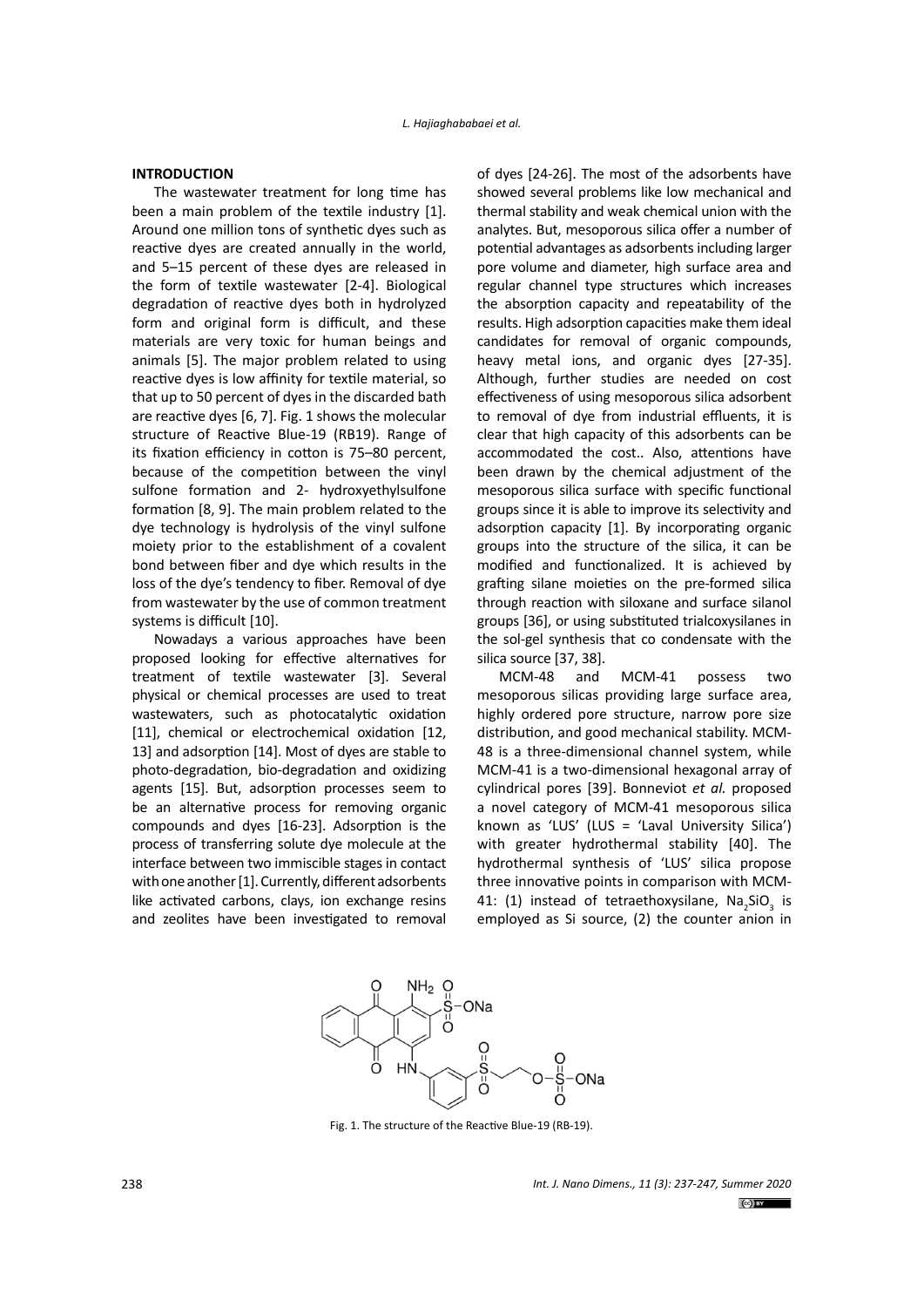## INTRODUCTION

The wastewater treatment for long time has been a main problem of the textile industry [1]. Around one million tons of synthetic dyes such as reactive dyes are created annually in the world, and 5–15 percent of these dyes are released in the form of textile wastewater [2-4]. Biological degradation of reactive dyes both in hydrolyzed form and original form is difficult, and these materials are very toxic for human beings and animals [5]. The major problem related to using reactive dyes is low affinity for textile material, so that up to 50 percent of dyes in the discarded bath are reactive dyes [6, 7]. Fig. 1 shows the molecular structure of Reactive Blue-19 (RB19). Range of its fixation efficiency in cotton is 75–80 percent, because of the competition between the vinyl sulfone formation and 2- hydroxyethylsulfone formation [8, 9]. The main problem related to the dye technology is hydrolysis of the vinyl sulfone moiety prior to the establishment of a covalent bond between fiber and dye which results in the loss of the dye's tendency to fiber. Removal of dye from wastewater by the use of common treatment systems is difficult [10].

Nowadays a various approaches have been proposed looking for effective alternatives for treatment of textile wastewater [3]. Several physical or chemical processes are used to treat wastewaters, such as photocatalytic oxidation [11], chemical or electrochemical oxidation [12, 13] and adsorption [14]. Most of dyes are stable to photo-degradation, bio-degradation and oxidizing agents [15]. But, adsorption processes seem to be an alternative process for removing organic compounds and dyes [16-23]. Adsorption is the process of transferring solute dye molecule at the interface between two immiscible stages in contact with one another [1]. Currently, different adsorbents like activated carbons, clays, ion exchange resins and zeolites have been investigated to removal of dyes [24-26]. The most of the adsorbents have showed several problems like low mechanical and thermal stability and weak chemical union with the analytes. But, mesoporous silica offer a number of potential advantages as adsorbents including larger pore volume and diameter, high surface area and regular channel type structures which increases the absorption capacity and repeatability of the results. High adsorption capacities make them ideal candidates for removal of organic compounds, heavy metal ions, and organic dyes [27-35]. Although, further studies are needed on cost effectiveness of using mesoporous silica adsorbent to removal of dye from industrial effluents, it is clear that high capacity of this adsorbents can be accommodated the cost.. Also, attentions have been drawn by the chemical adjustment of the mesoporous silica surface with specific functional groups since it is able to improve its selectivity and adsorption capacity [1]. By incorporating organic groups into the structure of the silica, it can be modified and functionalized. It is achieved by grafting silane moieties on the pre-formed silica through reaction with siloxane and surface silanol groups [36], or using substituted trialcoxysilanes in the sol-gel synthesis that co condensate with the silica source [37, 38].

MCM-48 and MCM-41 possess two mesoporous silicas providing large surface area, highly ordered pore structure, narrow pore size distribution, and good mechanical stability. MCM-48 is a three-dimensional channel system, while MCM-41 is a two-dimensional hexagonal array of cylindrical pores [39]. Bonneviot *et al.* proposed a novel category of MCM-41 mesoporous silica known as 'LUS' (LUS = 'Laval University Silica') with greater hydrothermal stability [40]. The hydrothermal synthesis of 'LUS' silica propose three innovative points in comparison with MCM-41: (1) instead of tetraethoxysilane, $Na_2SiO_3$ is employed as Si source, (2) the counter anion in

Fig. 1. The structure of the Reactive Blue-19 (RB-19).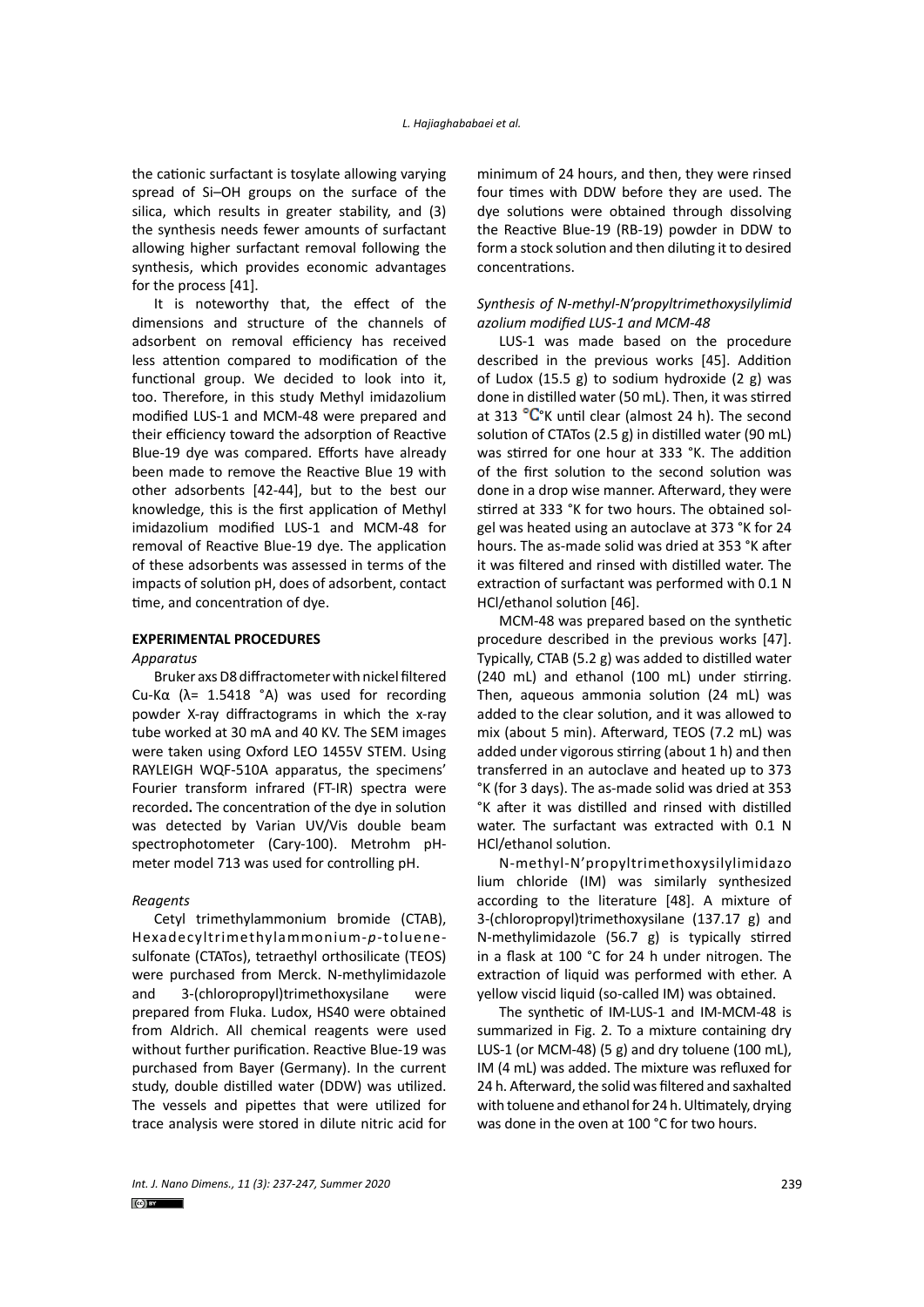the cationic surfactant is tosylate allowing varying spread of Si–OH groups on the surface of the silica, which results in greater stability, and (3) the synthesis needs fewer amounts of surfactant allowing higher surfactant removal following the synthesis, which provides economic advantages for the process [41].

It is noteworthy that, the effect of the dimensions and structure of the channels of adsorbent on removal efficiency has received less attention compared to modification of the functional group. We decided to look into it, too. Therefore, in this study Methyl imidazolium modified LUS-1 and MCM-48 were prepared and their efficiency toward the adsorption of Reactive Blue-19 dye was compared. Efforts have already been made to remove the Reactive Blue 19 with other adsorbents [42-44], but to the best our knowledge, this is the first application of Methyl imidazolium modified LUS-1 and MCM-48 for removal of Reactive Blue-19 dye. The application of these adsorbents was assessed in terms of the impacts of solution pH, does of adsorbent, contact time, and concentration of dye.

## EXPERIMENTAL PROCEDURES

### *Apparatus*

Bruker axs D8 diffractometer with nickel filtered Cu-Kα (λ= 1.5418 °A) was used for recording powder X-ray diffractograms in which the x-ray tube worked at 30 mA and 40 KV. The SEM images were taken using Oxford LEO 1455V STEM. Using RAYLEIGH WQF-510A apparatus, the specimens' Fourier transform infrared (FT-IR) spectra were recorded**.** The concentration of the dye in solution was detected by Varian UV/Vis double beam spectrophotometer (Cary-100). Metrohm pH-meter model 713 was used for controlling pH.

### *Reagents*

Cetyl trimethylammonium bromide (CTAB), Hexadecyltrimethylammonium-*p*-toluene-sulfonate (CTATos), tetraethyl orthosilicate (TEOS) were purchased from Merck. N-methylimidazole and 3-(chloropropyl)trimethoxysilane were prepared from Fluka. Ludox, HS40 were obtained from Aldrich. All chemical reagents were used without further purification. Reactive Blue-19 was purchased from Bayer (Germany). In the current study, double distilled water (DDW) was utilized. The vessels and pipettes that were utilized for trace analysis were stored in dilute nitric acid for minimum of 24 hours, and then, they were rinsed four times with DDW before they are used. The dye solutions were obtained through dissolving the Reactive Blue-19 (RB-19) powder in DDW to form a stock solution and then diluting it to desired concentrations.

### *Synthesis of N-methyl-N'propyltrimethoxysilylimidazolium modified LUS-1 and MCM-48*

LUS-1 was made based on the procedure described in the previous works [45]. Addition of Ludox (15.5 g) to sodium hydroxide (2 g) was done in distilled water (50 mL). Then, it was stirred at 313 °C°K until clear (almost 24 h). The second solution of CTATos (2.5 g) in distilled water (90 mL) was stirred for one hour at 333 °K. The addition of the first solution to the second solution was done in a drop wise manner. Afterward, they were stirred at 333 °K for two hours. The obtained sol-gel was heated using an autoclave at 373 °K for 24 hours. The as-made solid was dried at 353 °K after it was filtered and rinsed with distilled water. The extraction of surfactant was performed with 0.1 N HCl/ethanol solution [46].

MCM-48 was prepared based on the synthetic procedure described in the previous works [47]. Typically, CTAB (5.2 g) was added to distilled water (240 mL) and ethanol (100 mL) under stirring. Then, aqueous ammonia solution (24 mL) was added to the clear solution, and it was allowed to mix (about 5 min). Afterward, TEOS (7.2 mL) was added under vigorous stirring (about 1 h) and then transferred in an autoclave and heated up to 373 °K (for 3 days). The as-made solid was dried at 353 °K after it was distilled and rinsed with distilled water. The surfactant was extracted with 0.1 N HCl/ethanol solution.

N-methyl-N'propyltrimethoxysilylimidazolium chloride (IM) was similarly synthesized according to the literature [48]. A mixture of 3-(chloropropyl)trimethoxysilane (137.17 g) and N-methylimidazole (56.7 g) is typically stirred in a flask at 100 °C for 24 h under nitrogen. The extraction of liquid was performed with ether. A yellow viscid liquid (so-called IM) was obtained.

The synthetic of IM-LUS-1 and IM-MCM-48 is summarized in Fig. 2. To a mixture containing dry LUS-1 (or MCM-48) (5 g) and dry toluene (100 mL), IM (4 mL) was added. The mixture was refluxed for 24 h. Afterward, the solid was filtered and saxhalted with toluene and ethanol for 24 h. Ultimately, drying was done in the oven at 100 °C for two hours.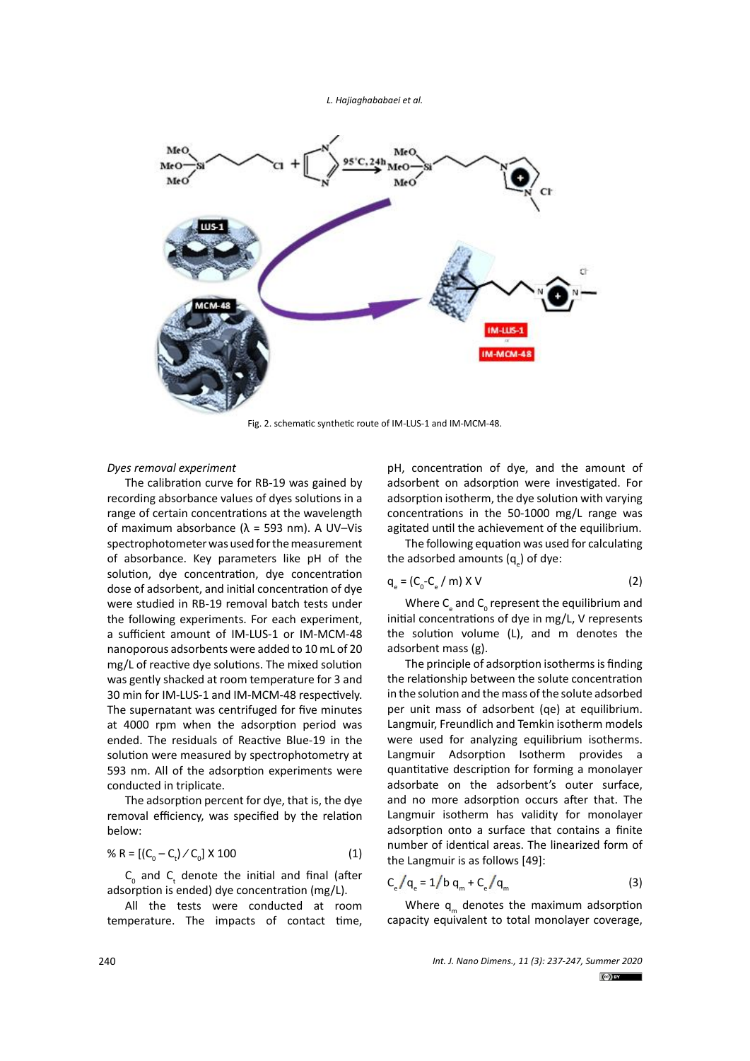Fig. 2. schematic synthetic route of IM-LUS-1 and IM-MCM-48.

*Dyes removal experiment*

The calibration curve for RB-19 was gained by recording absorbance values of dyes solutions in a range of certain concentrations at the wavelength of maximum absorbance (λ = 593 nm). A UV–Vis spectrophotometer was used for the measurement of absorbance. Key parameters like pH of the solution, dye concentration, dye concentration dose of adsorbent, and initial concentration of dye were studied in RB-19 removal batch tests under the following experiments. For each experiment, a sufficient amount of IM-LUS-1 or IM-MCM-48 nanoporous adsorbents were added to 10 mL of 20 mg/L of reactive dye solutions. The mixed solution was gently shacked at room temperature for 3 and 30 min for IM-LUS-1 and IM-MCM-48 respectively. The supernatant was centrifuged for five minutes at 4000 rpm when the adsorption period was ended. The residuals of Reactive Blue-19 in the solution were measured by spectrophotometry at 593 nm. All of the adsorption experiments were conducted in triplicate.

The adsorption percent for dye, that is, the dye removal efficiency, was specified by the relation below:

$$\% R = [(C_0 - C_t) / C_0] \times 100 \quad (1)$$

$C_0$ and $C_t$ denote the initial and final (after adsorption is ended) dye concentration (mg/L).

All the tests were conducted at room temperature. The impacts of contact time, pH, concentration of dye, and the amount of adsorbent on adsorption were investigated. For adsorption isotherm, the dye solution with varying concentrations in the 50-1000 mg/L range was agitated until the achievement of the equilibrium.

The following equation was used for calculating the adsorbed amounts ($q_e$) of dye:

$$q_e = (C_0 - C_e / m) \times V \quad (2)$$

Where $C_e$ and $C_0$ represent the equilibrium and initial concentrations of dye in mg/L, V represents the solution volume (L), and m denotes the adsorbent mass (g).

The principle of adsorption isotherms is finding the relationship between the solute concentration in the solution and the mass of the solute adsorbed per unit mass of adsorbent (qe) at equilibrium. Langmuir, Freundlich and Temkin isotherm models were used for analyzing equilibrium isotherms. Langmuir Adsorption Isotherm provides a quantitative description for forming a monolayer adsorbate on the adsorbent's outer surface, and no more adsorption occurs after that. The Langmuir isotherm has validity for monolayer adsorption onto a surface that contains a finite number of identical areas. The linearized form of the Langmuir is as follows [49]:

$$C_e / q_e = 1 / b\, q_m + C_e / q_m \quad (3)$$

Where $q_m$ denotes the maximum adsorption capacity equivalent to total monolayer coverage,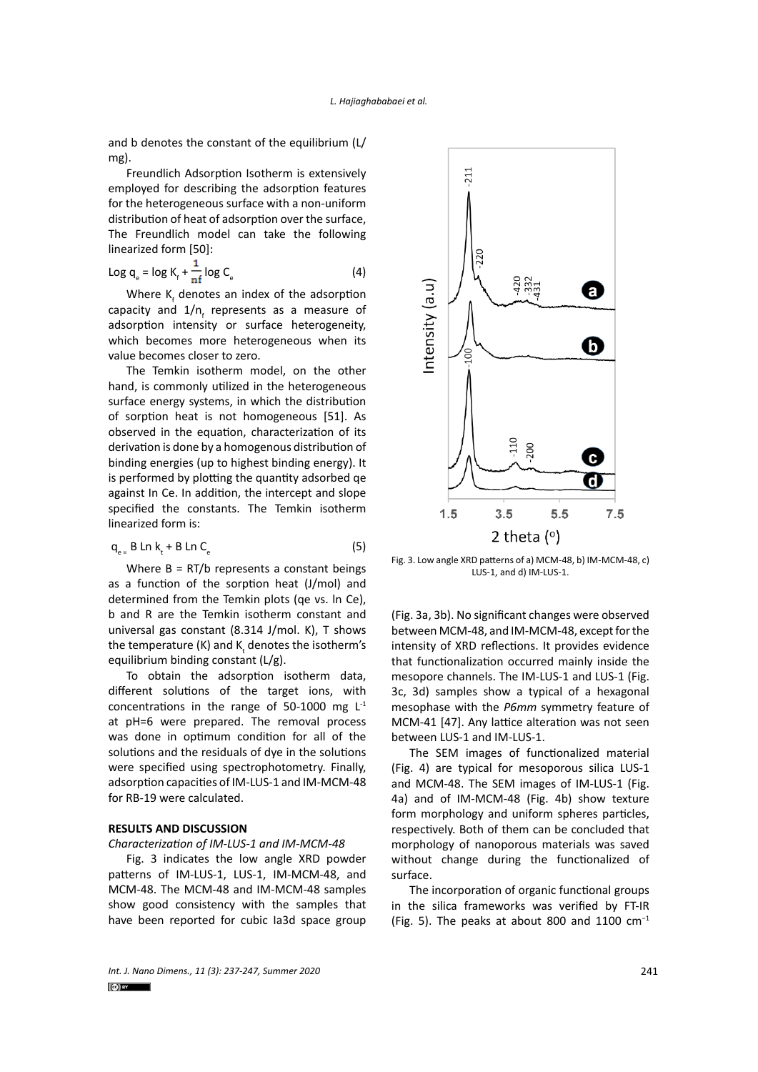and b denotes the constant of the equilibrium (L/mg).

Freundlich Adsorption Isotherm is extensively employed for describing the adsorption features for the heterogeneous surface with a non-uniform distribution of heat of adsorption over the surface, The Freundlich model can take the following linearized form [50]:

$$\text{Log } q_e = \log K_f + \frac{1}{nf} \log C_e \quad (4)$$

Where $K_f$ denotes an index of the adsorption capacity and $1/n_f$ represents as a measure of adsorption intensity or surface heterogeneity, which becomes more heterogeneous when its value becomes closer to zero.

The Temkin isotherm model, on the other hand, is commonly utilized in the heterogeneous surface energy systems, in which the distribution of sorption heat is not homogeneous [51]. As observed in the equation, characterization of its derivation is done by a homogenous distribution of binding energies (up to highest binding energy). It is performed by plotting the quantity adsorbed qe against ln Ce. In addition, the intercept and slope specified the constants. The Temkin isotherm linearized form is:

$$q_e = B \text{ Ln } k_t + B \text{ Ln } C_e \quad (5)$$

Where B = RT/b represents a constant beings as a function of the sorption heat (J/mol) and determined from the Temkin plots (qe vs. ln Ce), b and R are the Temkin isotherm constant and universal gas constant (8.314 J/mol. K), T shows the temperature (K) and $K_t$ denotes the isotherm's equilibrium binding constant (L/g).

To obtain the adsorption isotherm data, different solutions of the target ions, with concentrations in the range of 50-1000 mg $L^{-1}$ at pH=6 were prepared. The removal process was done in optimum condition for all of the solutions and the residuals of dye in the solutions were specified using spectrophotometry. Finally, adsorption capacities of IM-LUS-1 and IM-MCM-48 for RB-19 were calculated.

## RESULTS AND DISCUSSION

### *Characterization of IM-LUS-1 and IM-MCM-48*

Fig. 3 indicates the low angle XRD powder patterns of IM-LUS-1, LUS-1, IM-MCM-48, and MCM-48. The MCM-48 and IM-MCM-48 samples show good consistency with the samples that have been reported for cubic Ia3d space group (Fig. 3a, 3b). No significant changes were observed between MCM-48, and IM-MCM-48, except for the intensity of XRD reflections. It provides evidence that functionalization occurred mainly inside the mesopore channels. The IM-LUS-1 and LUS-1 (Fig. 3c, 3d) samples show a typical of a hexagonal mesophase with the *P6mm* symmetry feature of MCM-41 [47]. Any lattice alteration was not seen between LUS-1 and IM-LUS-1.

Fig. 3. Low angle XRD patterns of a) MCM-48, b) IM-MCM-48, c) LUS-1, and d) IM-LUS-1.

The SEM images of functionalized material (Fig. 4) are typical for mesoporous silica LUS-1 and MCM-48. The SEM images of IM-LUS-1 (Fig. 4a) and of IM-MCM-48 (Fig. 4b) show texture form morphology and uniform spheres particles, respectively. Both of them can be concluded that morphology of nanoporous materials was saved without change during the functionalized of surface.

The incorporation of organic functional groups in the silica frameworks was verified by FT-IR (Fig. 5). The peaks at about 800 and 1100 $cm^{-1}$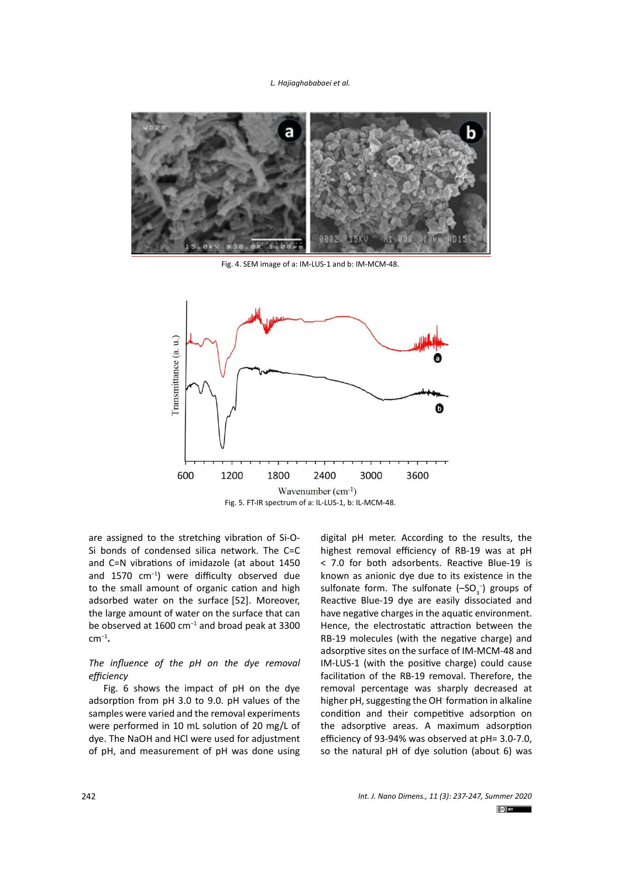Fig. 4. SEM image of a: IM-LUS-1 and b: IM-MCM-48.

Fig. 5. FT-IR spectrum of a: IL-LUS-1, b: IL-MCM-48.

are assigned to the stretching vibration of Si-O-Si bonds of condensed silica network. The C=C and C=N vibrations of imidazole (at about 1450 and 1570 $cm^{-1}$) were difficulty observed due to the small amount of organic cation and high adsorbed water on the surface [52]. Moreover, the large amount of water on the surface that can be observed at 1600 $cm^{-1}$ and broad peak at 3300 $cm^{-1}$.

*The influence of the pH on the dye removal efficiency*

Fig. 6 shows the impact of pH on the dye adsorption from pH 3.0 to 9.0. pH values of the samples were varied and the removal experiments were performed in 10 mL solution of 20 mg/L of dye. The NaOH and HCl were used for adjustment of pH, and measurement of pH was done using digital pH meter. According to the results, the highest removal efficiency of RB-19 was at pH < 7.0 for both adsorbents. Reactive Blue-19 is known as anionic dye due to its existence in the sulfonate form. The sulfonate ($-SO_3^-$) groups of Reactive Blue-19 dye are easily dissociated and have negative charges in the aquatic environment. Hence, the electrostatic attraction between the RB-19 molecules (with the negative charge) and adsorptive sites on the surface of IM-MCM-48 and IM-LUS-1 (with the positive charge) could cause facilitation of the RB-19 removal. Therefore, the removal percentage was sharply decreased at higher pH, suggesting the $OH^-$ formation in alkaline condition and their competitive adsorption on the adsorptive areas. A maximum adsorption efficiency of 93-94% was observed at pH= 3.0-7.0, so the natural pH of dye solution (about 6) was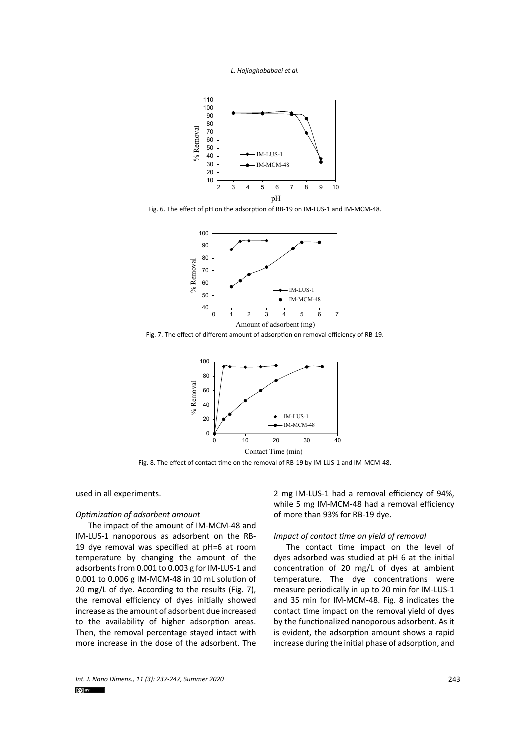Fig. 6. The effect of pH on the adsorption of RB-19 on IM-LUS-1 and IM-MCM-48.

Fig. 7. The effect of different amount of adsorption on removal efficiency of RB-19.

Fig. 8. The effect of contact time on the removal of RB-19 by IM-LUS-1 and IM-MCM-48.

used in all experiments.

*Optimization of adsorbent amount*

The impact of the amount of IM-MCM-48 and IM-LUS-1 nanoporous as adsorbent on the RB-19 dye removal was specified at pH=6 at room temperature by changing the amount of the adsorbents from 0.001 to 0.003 g for IM-LUS-1 and 0.001 to 0.006 g IM-MCM-48 in 10 mL solution of 20 mg/L of dye. According to the results (Fig. 7), the removal efficiency of dyes initially showed increase as the amount of adsorbent due increased to the availability of higher adsorption areas. Then, the removal percentage stayed intact with more increase in the dose of the adsorbent. The 2 mg IM-LUS-1 had a removal efficiency of 94%, while 5 mg IM-MCM-48 had a removal efficiency of more than 93% for RB-19 dye.

*Impact of contact time on yield of removal*

The contact time impact on the level of dyes adsorbed was studied at pH 6 at the initial concentration of 20 mg/L of dyes at ambient temperature. The dye concentrations were measure periodically in up to 20 min for IM-LUS-1 and 35 min for IM-MCM-48. Fig. 8 indicates the contact time impact on the removal yield of dyes by the functionalized nanoporous adsorbent. As it is evident, the adsorption amount shows a rapid increase during the initial phase of adsorption, and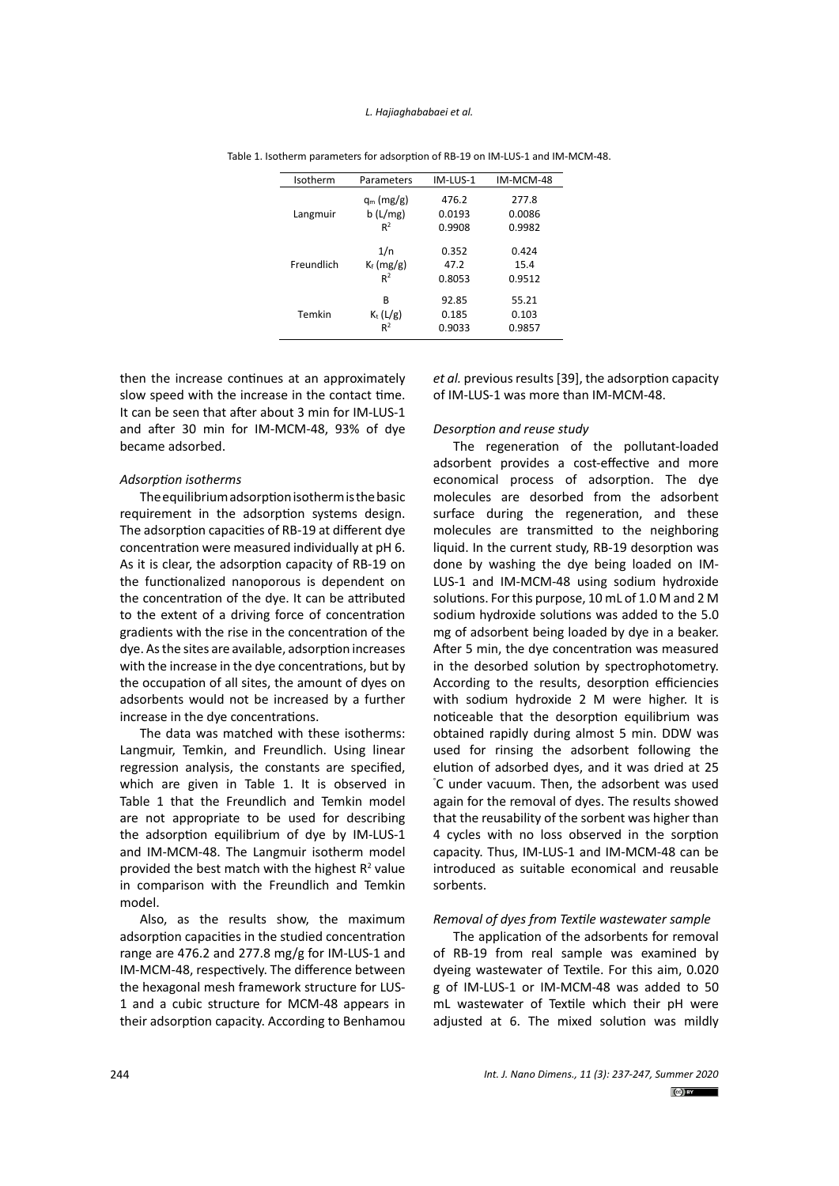Table 1. Isotherm parameters for adsorption of RB-19 on IM-LUS-1 and IM-MCM-48.

| Isotherm | Parameters | IM-LUS-1 | IM-MCM-48 |
|---|---|---|---|
| Langmuir | $q_m$ (mg/g) | 476.2 | 277.8 |
| | b (L/mg) | 0.0193 | 0.0086 |
| | $R^2$ | 0.9908 | 0.9982 |
| Freundlich | 1/n | 0.352 | 0.424 |
| | $K_f$ (mg/g) | 47.2 | 15.4 |
| | $R^2$ | 0.8053 | 0.9512 |
| Temkin | B | 92.85 | 55.21 |
| | $K_t$ (L/g) | 0.185 | 0.103 |
| | $R^2$ | 0.9033 | 0.9857 |

then the increase continues at an approximately slow speed with the increase in the contact time. It can be seen that after about 3 min for IM-LUS-1 and after 30 min for IM-MCM-48, 93% of dye became adsorbed.

*Adsorption isotherms*

The equilibrium adsorption isotherm is the basic requirement in the adsorption systems design. The adsorption capacities of RB-19 at different dye concentration were measured individually at pH 6. As it is clear, the adsorption capacity of RB-19 on the functionalized nanoporous is dependent on the concentration of the dye. It can be attributed to the extent of a driving force of concentration gradients with the rise in the concentration of the dye. As the sites are available, adsorption increases with the increase in the dye concentrations, but by the occupation of all sites, the amount of dyes on adsorbents would not be increased by a further increase in the dye concentrations.

The data was matched with these isotherms: Langmuir, Temkin, and Freundlich. Using linear regression analysis, the constants are specified, which are given in Table 1. It is observed in Table 1 that the Freundlich and Temkin model are not appropriate to be used for describing the adsorption equilibrium of dye by IM-LUS-1 and IM-MCM-48. The Langmuir isotherm model provided the best match with the highest $R^2$ value in comparison with the Freundlich and Temkin model.

Also, as the results show, the maximum adsorption capacities in the studied concentration range are 476.2 and 277.8 mg/g for IM-LUS-1 and IM-MCM-48, respectively. The difference between the hexagonal mesh framework structure for LUS-1 and a cubic structure for MCM-48 appears in their adsorption capacity. According to Benhamou *et al.* previous results [39], the adsorption capacity of IM-LUS-1 was more than IM-MCM-48.

*Desorption and reuse study*

The regeneration of the pollutant-loaded adsorbent provides a cost-effective and more economical process of adsorption. The dye molecules are desorbed from the adsorbent surface during the regeneration, and these molecules are transmitted to the neighboring liquid. In the current study, RB-19 desorption was done by washing the dye being loaded on IM-LUS-1 and IM-MCM-48 using sodium hydroxide solutions. For this purpose, 10 mL of 1.0 M and 2 M sodium hydroxide solutions was added to the 5.0 mg of adsorbent being loaded by dye in a beaker. After 5 min, the dye concentration was measured in the desorbed solution by spectrophotometry. According to the results, desorption efficiencies with sodium hydroxide 2 M were higher. It is noticeable that the desorption equilibrium was obtained rapidly during almost 5 min. DDW was used for rinsing the adsorbent following the elution of adsorbed dyes, and it was dried at 25 °C under vacuum. Then, the adsorbent was used again for the removal of dyes. The results showed that the reusability of the sorbent was higher than 4 cycles with no loss observed in the sorption capacity. Thus, IM-LUS-1 and IM-MCM-48 can be introduced as suitable economical and reusable sorbents.

*Removal of dyes from Textile wastewater sample*

The application of the adsorbents for removal of RB-19 from real sample was examined by dyeing wastewater of Textile. For this aim, 0.020 g of IM-LUS-1 or IM-MCM-48 was added to 50 mL wastewater of Textile which their pH were adjusted at 6. The mixed solution was mildly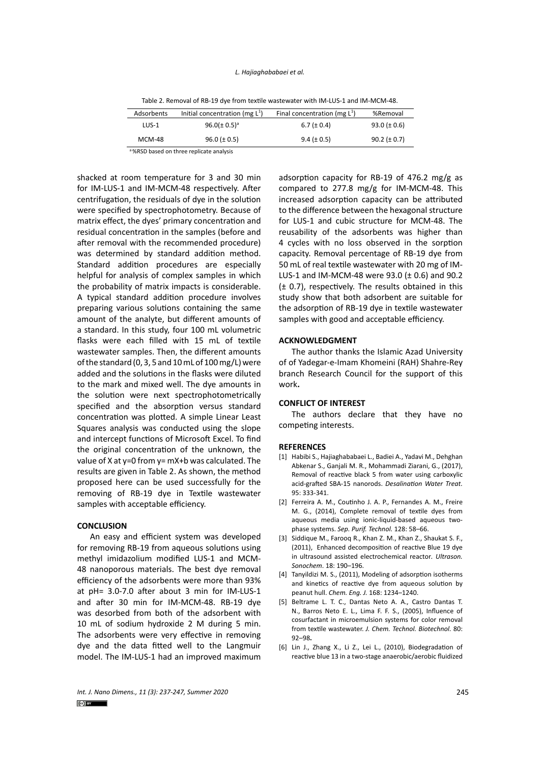Table 2. Removal of RB-19 dye from textile wastewater with IM-LUS-1 and IM-MCM-48.

| Adsorbents | Initial concentration (mg $L^{-1}$) | Final concentration (mg $L^{-1}$) | %Removal |
|---|---|---|---|
| LUS-1 | 96.0(± 0.5)[a] | 6.7 (± 0.4) | 93.0 (± 0.6) |
| MCM-48 | 96.0 (± 0.5) | 9.4 (± 0.5) | 90.2 (± 0.7) |

[a] %RSD based on three replicate analysis

shacked at room temperature for 3 and 30 min for IM-LUS-1 and IM-MCM-48 respectively. After centrifugation, the residuals of dye in the solution were specified by spectrophotometry. Because of matrix effect, the dyes' primary concentration and residual concentration in the samples (before and after removal with the recommended procedure) was determined by standard addition method. Standard addition procedures are especially helpful for analysis of complex samples in which the probability of matrix impacts is considerable. A typical standard addition procedure involves preparing various solutions containing the same amount of the analyte, but different amounts of a standard. In this study, four 100 mL volumetric flasks were each filled with 15 mL of textile wastewater samples. Then, the different amounts of the standard (0, 3, 5 and 10 mL of 100 mg/L) were added and the solutions in the flasks were diluted to the mark and mixed well. The dye amounts in the solution were next spectrophotometrically specified and the absorption versus standard concentration was plotted. A simple Linear Least Squares analysis was conducted using the slope and intercept functions of Microsoft Excel. To find the original concentration of the unknown, the value of X at y=0 from y= mX+b was calculated. The results are given in Table 2. As shown, the method proposed here can be used successfully for the removing of RB-19 dye in Textile wastewater samples with acceptable efficiency.

## CONCLUSION

An easy and efficient system was developed for removing RB-19 from aqueous solutions using methyl imidazolium modified LUS-1 and MCM-48 nanoporous materials. The best dye removal efficiency of the adsorbents were more than 93% at pH= 3.0-7.0 after about 3 min for IM-LUS-1 and after 30 min for IM-MCM-48. RB-19 dye was desorbed from both of the adsorbent with 10 mL of sodium hydroxide 2 M during 5 min. The adsorbents were very effective in removing dye and the data fitted well to the Langmuir model. The IM-LUS-1 had an improved maximum adsorption capacity for RB-19 of 476.2 mg/g as compared to 277.8 mg/g for IM-MCM-48. This increased adsorption capacity can be attributed to the difference between the hexagonal structure for LUS-1 and cubic structure for MCM-48. The reusability of the adsorbents was higher than 4 cycles with no loss observed in the sorption capacity. Removal percentage of RB-19 dye from 50 mL of real textile wastewater with 20 mg of IM-LUS-1 and IM-MCM-48 were 93.0 (± 0.6) and 90.2 (± 0.7), respectively. The results obtained in this study show that both adsorbent are suitable for the adsorption of RB-19 dye in textile wastewater samples with good and acceptable efficiency.

## ACKNOWLEDGMENT

The author thanks the Islamic Azad University of of Yadegar-e-Imam Khomeini (RAH) Shahre-Rey branch Research Council for the support of this work**.**

## CONFLICT OF INTEREST

The authors declare that they have no competing interests.

## REFERENCES

[1] Habibi S., Hajiaghababaei L., Badiei A., Yadavi M., Dehghan Abkenar S., Ganjali M. R., Mohammadi Ziarani, G., (2017), Removal of reactive black 5 from water using carboxylic acid-grafted SBA-15 nanorods. *Desalination Water Treat.* 95: 333-341.

[2] Ferreira A. M., Coutinho J. A. P., Fernandes A. M., Freire M. G., (2014), Complete removal of textile dyes from aqueous media using ionic-liquid-based aqueous two-phase systems. *Sep. Purif. Technol.* 128: 58–66.

[3] Siddique M., Farooq R., Khan Z. M., Khan Z., Shaukat S. F., (2011), Enhanced decomposition of reactive Blue 19 dye in ultrasound assisted electrochemical reactor. *Ultrason. Sonochem*. 18: 190–196.

[4] Tanyildizi M. S., (2011), Modeling of adsorption isotherms and kinetics of reactive dye from aqueous solution by peanut hull. *Chem. Eng. J.* 168: 1234–1240.

[5] Beltrame L. T. C., Dantas Neto A. A., Castro Dantas T. N., Barros Neto E. L., Lima F. F. S., (2005), Influence of cosurfactant in microemulsion systems for color removal from textile wastewater. *J. Chem. Technol. Biotechnol*. 80: 92–98**.**

[6] Lin J., Zhang X., Li Z., Lei L., (2010), Biodegradation of reactive blue 13 in a two-stage anaerobic/aerobic fluidized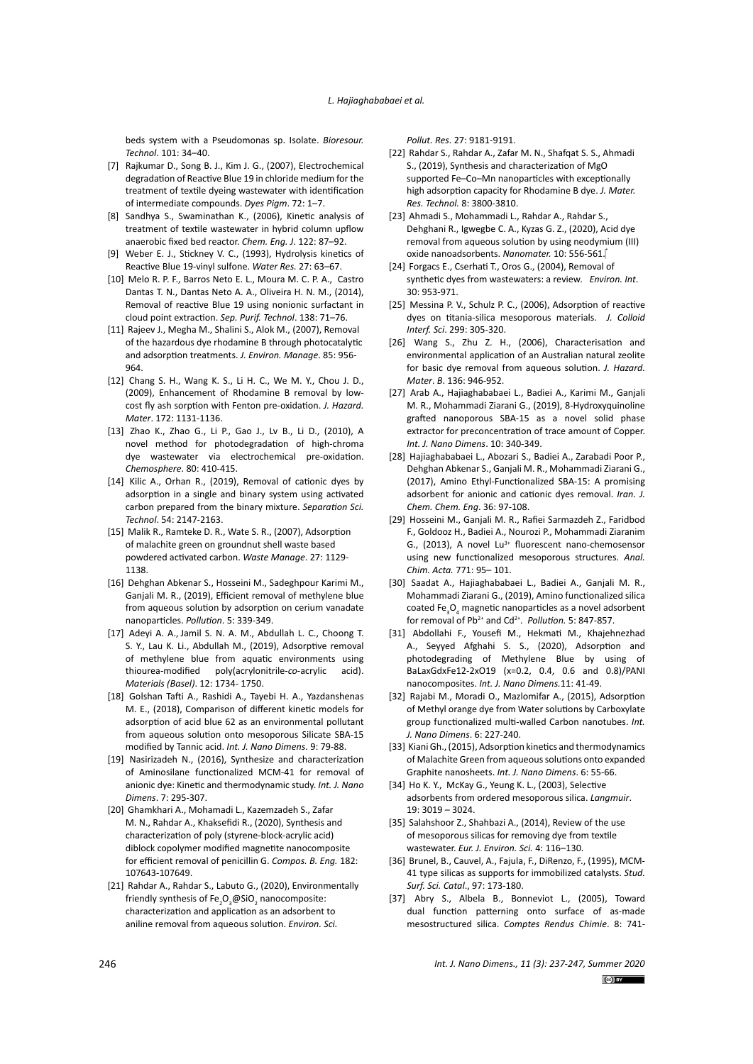beds system with a Pseudomonas sp. Isolate. *Bioresour. Technol*. 101: 34–40.

[7] Rajkumar D., Song B. J., Kim J. G., (2007), Electrochemical degradation of Reactive Blue 19 in chloride medium for the treatment of textile dyeing wastewater with identification of intermediate compounds. *Dyes Pigm*. 72: 1–7.

[8] Sandhya S., Swaminathan K., (2006), Kinetic analysis of treatment of textile wastewater in hybrid column upflow anaerobic fixed bed reactor. *Chem. Eng. J*. 122: 87–92.

[9] Weber E. J., Stickney V. C., (1993), Hydrolysis kinetics of Reactive Blue 19-vinyl sulfone. *Water Res.* 27: 63–67.

[10] Melo R. P. F., Barros Neto E. L., Moura M. C. P. A., Castro Dantas T. N., Dantas Neto A. A., Oliveira H. N. M., (2014), Removal of reactive Blue 19 using nonionic surfactant in cloud point extraction. *Sep. Purif. Technol*. 138: 71–76.

[11] Rajeev J., Megha M., Shalini S., Alok M., (2007), Removal of the hazardous dye rhodamine B through photocatalytic and adsorption treatments. *J. Environ. Manage*. 85: 956-964.

[12] Chang S. H., Wang K. S., Li H. C., We M. Y., Chou J. D., (2009), Enhancement of Rhodamine B removal by low-cost fly ash sorption with Fenton pre-oxidation. *J. Hazard. Mater*. 172: 1131-1136.

[13] Zhao K., Zhao G., Li P., Gao J., Lv B., Li D., (2010), A novel method for photodegradation of high-chroma dye wastewater via electrochemical pre-oxidation. *Chemosphere*. 80: 410-415.

[14] Kilic A., Orhan R., (2019), Removal of cationic dyes by adsorption in a single and binary system using activated carbon prepared from the binary mixture. *Separation Sci. Technol*. 54: 2147-2163.

[15] Malik R., Ramteke D. R., Wate S. R., (2007), Adsorption of malachite green on groundnut shell waste based powdered activated carbon. *Waste Manage*. 27: 1129-1138.

[16] Dehghan Abkenar S., Hosseini M., Sadeghpour Karimi M., Ganjali M. R., (2019), Efficient removal of methylene blue from aqueous solution by adsorption on cerium vanadate nanoparticles. *Pollution*. 5: 339-349.

[17] Adeyi A. A., Jamil S. N. A. M., Abdullah L. C., Choong T. S. Y., Lau K. Li., Abdullah M., (2019), Adsorptive removal of methylene blue from aquatic environments using thiourea-modified poly(acrylonitrile-*co*-acrylic acid). *Materials (Basel)*. 12: 1734- 1750.

[18] Golshan Tafti A., Rashidi A., Tayebi H. A., Yazdanshenas M. E., (2018), Comparison of different kinetic models for adsorption of acid blue 62 as an environmental pollutant from aqueous solution onto mesoporous Silicate SBA-15 modified by Tannic acid. *Int. J. Nano Dimens*. 9: 79-88.

[19] Nasirizadeh N., (2016), Synthesize and characterization of Aminosilane functionalized MCM-41 for removal of anionic dye: Kinetic and thermodynamic study. *Int. J. Nano Dimens*. 7: 295-307.

[20] Ghamkhari A., Mohamadi L., Kazemzadeh S., Zafar M. N., Rahdar A., Khaksefidi R., (2020), Synthesis and characterization of poly (styrene-block-acrylic acid) diblock copolymer modified magnetite nanocomposite for efficient removal of penicillin G. *Compos. B. Eng.* 182: 107643-107649.

[21] Rahdar A., Rahdar S., Labuto G., (2020), Environmentally friendly synthesis of $Fe_2O_3$@$SiO_2$ nanocomposite: characterization and application as an adsorbent to aniline removal from aqueous solution. *Environ. Sci. Pollut. Res*. 27: 9181-9191.

[22] Rahdar S., Rahdar A., Zafar M. N., Shafqat S. S., Ahmadi S., (2019), Synthesis and characterization of MgO supported Fe–Co–Mn nanoparticles with exceptionally high adsorption capacity for Rhodamine B dye. *J. Mater. Res. Technol.* 8: 3800-3810.

[23] Ahmadi S., Mohammadi L., Rahdar A., Rahdar S., Dehghani R., Igwegbe C. A., Kyzas G. Z., (2020), Acid dye removal from aqueous solution by using neodymium (III) oxide nanoadsorbents. *Nanomater.* 10: 556-561.

[24] Forgacs E., Cserhati T., Oros G., (2004), Removal of synthetic dyes from wastewaters: a review. *Environ. Int*. 30: 953-971.

[25] Messina P. V., Schulz P. C., (2006), Adsorption of reactive dyes on titania-silica mesoporous materials. *J. Colloid Interf. Sci*. 299: 305-320.

[26] Wang S., Zhu Z. H., (2006), Characterisation and environmental application of an Australian natural zeolite for basic dye removal from aqueous solution. *J. Hazard. Mater*. *B*. 136: 946-952.

[27] Arab A., Hajiaghababaei L., Badiei A., Karimi M., Ganjali M. R., Mohammadi Ziarani G., (2019), 8-Hydroxyquinoline grafted nanoporous SBA-15 as a novel solid phase extractor for preconcentration of trace amount of Copper. *Int. J. Nano Dimens*. 10: 340-349.

[28] Hajiaghababaei L., Abozari S., Badiei A., Zarabadi Poor P., Dehghan Abkenar S., Ganjali M. R., Mohammadi Ziarani G., (2017), Amino Ethyl-Functionalized SBA-15: A promising adsorbent for anionic and cationic dyes removal. *Iran. J. Chem. Chem. Eng*. 36: 97-108.

[29] Hosseini M., Ganjali M. R., Rafiei Sarmazdeh Z., Faridbod F., Goldooz H., Badiei A., Nourozi P., Mohammadi Ziaranim G., (2013), A novel $Lu^{3+}$ fluorescent nano-chemosensor using new functionalized mesoporous structures. *Anal. Chim. Acta.* 771: 95– 101.

[30] Saadat A., Hajiaghababaei L., Badiei A., Ganjali M. R., Mohammadi Ziarani G., (2019), Amino functionalized silica coated $Fe_3O_4$ magnetic nanoparticles as a novel adsorbent for removal of $Pb^{2+}$ and $Cd^{2+}$. *Pollution.* 5: 847-857.

[31] Abdollahi F., Yousefi M., Hekmati M., Khajehnezhad A., Seyyed Afghahi S. S., (2020), Adsorption and photodegrading of Methylene Blue by using of BaLaxGdxFe12-2xO19 (x=0.2, 0.4, 0.6 and 0.8)/PANI nanocomposites. *Int. J. Nano Dimens.*11: 41-49.

[32] Rajabi M., Moradi O., Mazlomifar A., (2015), Adsorption of Methyl orange dye from Water solutions by Carboxylate group functionalized multi-walled Carbon nanotubes. *Int. J. Nano Dimens*. 6: 227-240.

[33] Kiani Gh., (2015), Adsorption kinetics and thermodynamics of Malachite Green from aqueous solutions onto expanded Graphite nanosheets. *Int. J. Nano Dimens*. 6: 55-66.

[34] Ho K. Y., McKay G., Yeung K. L., (2003), Selective adsorbents from ordered mesoporous silica. *Langmuir*. 19: 3019 – 3024.

[35] Salahshoor Z., Shahbazi A., (2014), Review of the use of mesoporous silicas for removing dye from textile wastewater. *Eur. J. Environ. Sci.* 4: 116–130.

[36] Brunel, B., Cauvel, A., Fajula, F., DiRenzo, F., (1995), MCM-41 type silicas as supports for immobilized catalysts. *Stud. Surf. Sci. Catal*., 97: 173-180.

[37] Abry S., Albela B., Bonneviot L., (2005), Toward dual function patterning onto surface of as-made mesostructured silica. *Comptes Rendus Chimie*. 8: 741-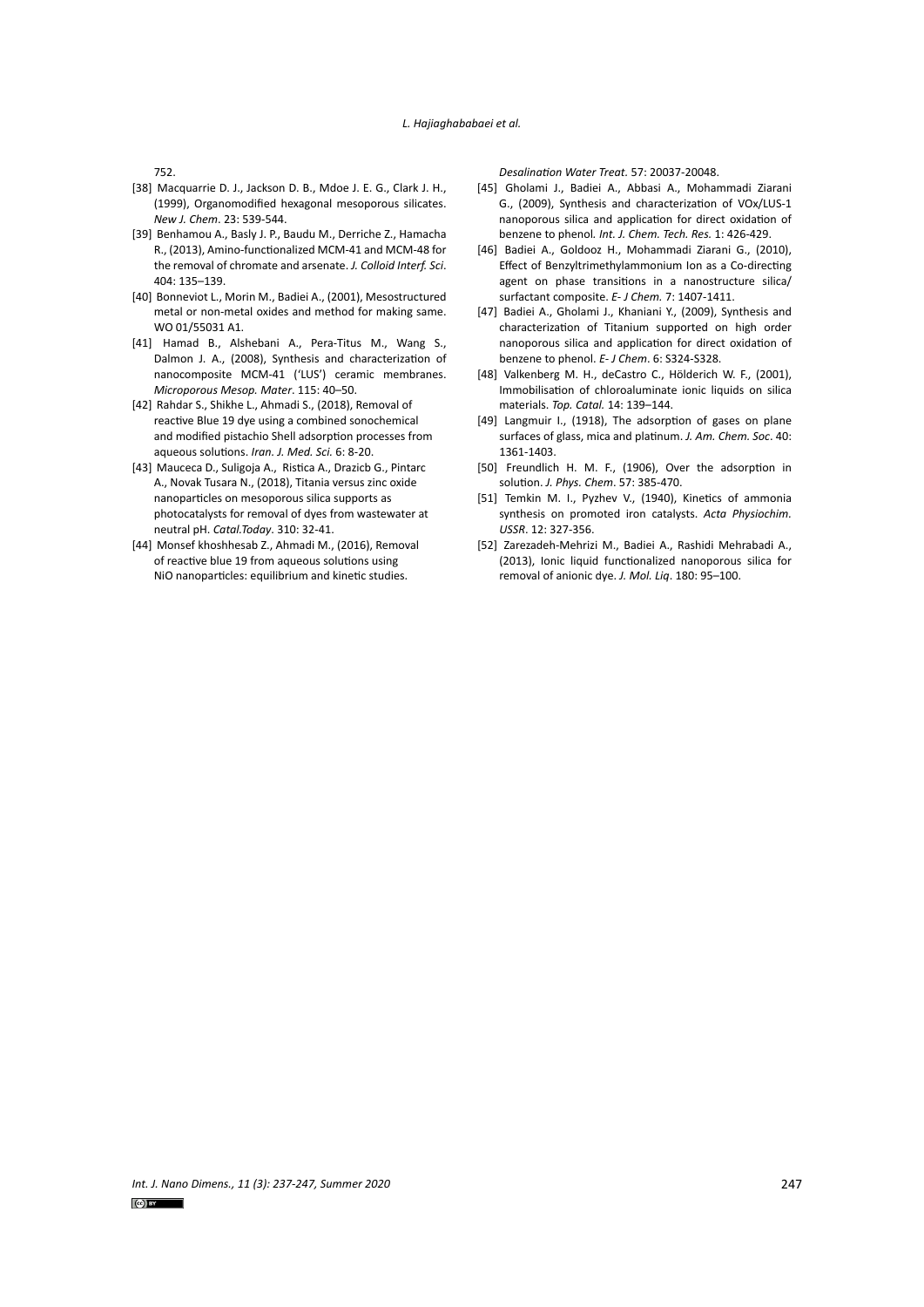752.

[38] Macquarrie D. J., Jackson D. B., Mdoe J. E. G., Clark J. H., (1999), Organomodified hexagonal mesoporous silicates. *New J. Chem*. 23: 539-544.

[39] Benhamou A., Basly J. P., Baudu M., Derriche Z., Hamacha R., (2013), Amino-functionalized MCM-41 and MCM-48 for the removal of chromate and arsenate. *J. Colloid Interf. Sci*. 404: 135–139.

[40] Bonneviot L., Morin M., Badiei A., (2001), Mesostructured metal or non-metal oxides and method for making same. WO 01/55031 A1.

[41] Hamad B., Alshebani A., Pera-Titus M., Wang S., Dalmon J. A., (2008), Synthesis and characterization of nanocomposite MCM-41 ('LUS') ceramic membranes. *Microporous Mesop. Mater*. 115: 40–50.

[42] Rahdar S., Shikhe L., Ahmadi S., (2018), Removal of reactive Blue 19 dye using a combined sonochemical and modified pistachio Shell adsorption processes from aqueous solutions. *Iran. J. Med. Sci.* 6: 8-20.

[43] Mauceca D., Suligoja A., Ristica A., Drazicb G., Pintarc A., Novak Tusara N., (2018), Titania versus zinc oxide nanoparticles on mesoporous silica supports as photocatalysts for removal of dyes from wastewater at neutral pH. *Catal.Today*. 310: 32-41.

[44] Monsef khoshhesab Z., Ahmadi M., (2016), Removal of reactive blue 19 from aqueous solutions using NiO nanoparticles: equilibrium and kinetic studies. *Desalination Water Treat.* 57: 20037-20048.

[45] Gholami J., Badiei A., Abbasi A., Mohammadi Ziarani G., (2009), Synthesis and characterization of VOx/LUS-1 nanoporous silica and application for direct oxidation of benzene to phenol. *Int. J. Chem. Tech. Res.* 1: 426-429.

[46] Badiei A., Goldooz H., Mohammadi Ziarani G., (2010), Effect of Benzyltrimethylammonium Ion as a Co-directing agent on phase transitions in a nanostructure silica/surfactant composite. *E- J Chem.* 7: 1407-1411.

[47] Badiei A., Gholami J., Khaniani Y., (2009), Synthesis and characterization of Titanium supported on high order nanoporous silica and application for direct oxidation of benzene to phenol. *E- J Chem*. 6: S324-S328.

[48] Valkenberg M. H., deCastro C., Hölderich W. F., (2001), Immobilisation of chloroaluminate ionic liquids on silica materials. *Top. Catal.* 14: 139–144.

[49] Langmuir I., (1918), The adsorption of gases on plane surfaces of glass, mica and platinum. *J. Am. Chem. Soc*. 40: 1361-1403.

[50] Freundlich H. M. F., (1906), Over the adsorption in solution. *J. Phys. Chem*. 57: 385-470.

[51] Temkin M. I., Pyzhev V., (1940), Kinetics of ammonia synthesis on promoted iron catalysts. *Acta Physiochim. USSR*. 12: 327-356.

[52] Zarezadeh-Mehrizi M., Badiei A., Rashidi Mehrabadi A., (2013), Ionic liquid functionalized nanoporous silica for removal of anionic dye. *J. Mol. Liq*. 180: 95–100.